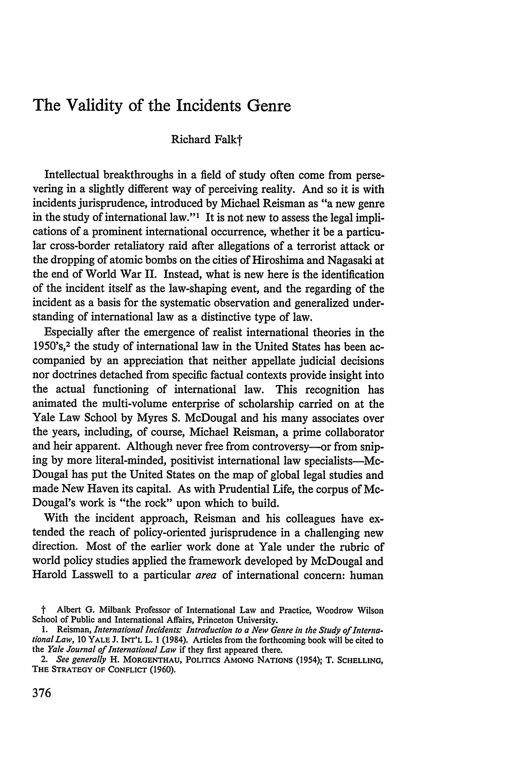# The Validity of the Incidents Genre

Richard Falk†

Intellectual breakthroughs in a field of study often come from persevering in a slightly different way of perceiving reality. And so it is with incidents jurisprudence, introduced by Michael Reisman as "a new genre in the study of international law."[1] It is not new to assess the legal implications of a prominent international occurrence, whether it be a particular cross-border retaliatory raid after allegations of a terrorist attack or the dropping of atomic bombs on the cities of Hiroshima and Nagasaki at the end of World War II. Instead, what is new here is the identification of the incident itself as the law-shaping event, and the regarding of the incident as a basis for the systematic observation and generalized understanding of international law as a distinctive type of law.

Especially after the emergence of realist international theories in the 1950's,[2] the study of international law in the United States has been accompanied by an appreciation that neither appellate judicial decisions nor doctrines detached from specific factual contexts provide insight into the actual functioning of international law. This recognition has animated the multi-volume enterprise of scholarship carried on at the Yale Law School by Myres S. McDougal and his many associates over the years, including, of course, Michael Reisman, a prime collaborator and heir apparent. Although never free from controversy—or from sniping by more literal-minded, positivist international law specialists—McDougal has put the United States on the map of global legal studies and made New Haven its capital. As with Prudential Life, the corpus of McDougal's work is "the rock" upon which to build.

With the incident approach, Reisman and his colleagues have extended the reach of policy-oriented jurisprudence in a challenging new direction. Most of the earlier work done at Yale under the rubric of world policy studies applied the framework developed by McDougal and Harold Lasswell to a particular *area* of international concern: human

---

† Albert G. Milbank Professor of International Law and Practice, Woodrow Wilson School of Public and International Affairs, Princeton University.

1. Reisman, *International Incidents: Introduction to a New Genre in the Study of International Law*, 10 YALE J. INT'L L. 1 (1984). Articles from the forthcoming book will be cited to the *Yale Journal of International Law* if they first appeared there.

2. *See generally* H. MORGENTHAU, POLITICS AMONG NATIONS (1954); T. SCHELLING, THE STRATEGY OF CONFLICT (1960).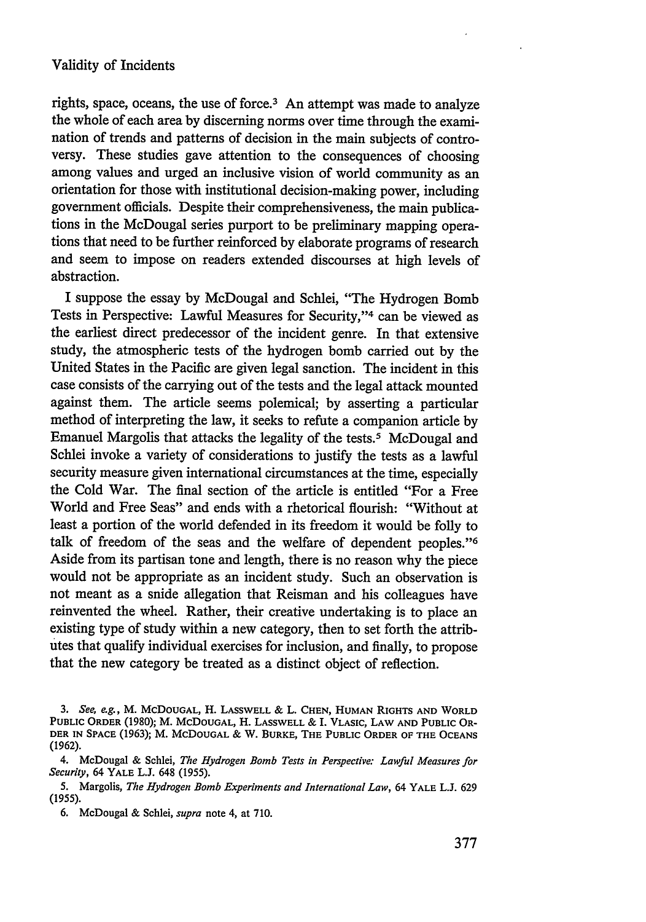rights, space, oceans, the use of force.[3] An attempt was made to analyze the whole of each area by discerning norms over time through the examination of trends and patterns of decision in the main subjects of controversy. These studies gave attention to the consequences of choosing among values and urged an inclusive vision of world community as an orientation for those with institutional decision-making power, including government officials. Despite their comprehensiveness, the main publications in the McDougal series purport to be preliminary mapping operations that need to be further reinforced by elaborate programs of research and seem to impose on readers extended discourses at high levels of abstraction.

I suppose the essay by McDougal and Schlei, "The Hydrogen Bomb Tests in Perspective: Lawful Measures for Security,"[4] can be viewed as the earliest direct predecessor of the incident genre. In that extensive study, the atmospheric tests of the hydrogen bomb carried out by the United States in the Pacific are given legal sanction. The incident in this case consists of the carrying out of the tests and the legal attack mounted against them. The article seems polemical; by asserting a particular method of interpreting the law, it seeks to refute a companion article by Emanuel Margolis that attacks the legality of the tests.[5] McDougal and Schlei invoke a variety of considerations to justify the tests as a lawful security measure given international circumstances at the time, especially the Cold War. The final section of the article is entitled "For a Free World and Free Seas" and ends with a rhetorical flourish: "Without at least a portion of the world defended in its freedom it would be folly to talk of freedom of the seas and the welfare of dependent peoples."[6] Aside from its partisan tone and length, there is no reason why the piece would not be appropriate as an incident study. Such an observation is not meant as a snide allegation that Reisman and his colleagues have reinvented the wheel. Rather, their creative undertaking is to place an existing type of study within a new category, then to set forth the attributes that qualify individual exercises for inclusion, and finally, to propose that the new category be treated as a distinct object of reflection.

3. *See, e.g.*, M. McDougal, H. Lasswell & L. Chen, Human Rights and World Public Order (1980); M. McDougal, H. Lasswell & I. Vlasic, Law and Public Order in Space (1963); M. McDougal & W. Burke, The Public Order of the Oceans (1962).

4. McDougal & Schlei, *The Hydrogen Bomb Tests in Perspective: Lawful Measures for Security*, 64 Yale L.J. 648 (1955).

5. Margolis, *The Hydrogen Bomb Experiments and International Law*, 64 Yale L.J. 629 (1955).

6. McDougal & Schlei, *supra* note 4, at 710.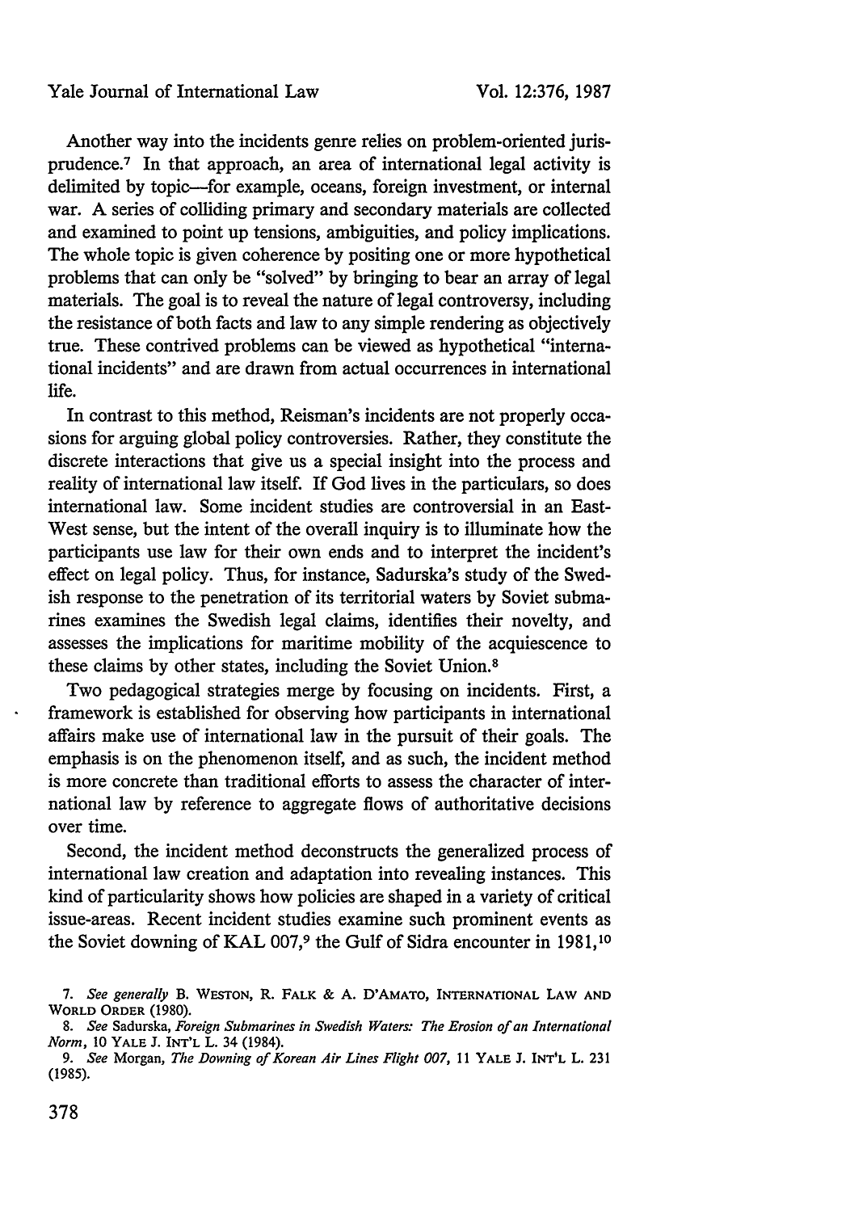Another way into the incidents genre relies on problem-oriented jurisprudence.[7] In that approach, an area of international legal activity is delimited by topic—for example, oceans, foreign investment, or internal war. A series of colliding primary and secondary materials are collected and examined to point up tensions, ambiguities, and policy implications. The whole topic is given coherence by positing one or more hypothetical problems that can only be "solved" by bringing to bear an array of legal materials. The goal is to reveal the nature of legal controversy, including the resistance of both facts and law to any simple rendering as objectively true. These contrived problems can be viewed as hypothetical "international incidents" and are drawn from actual occurrences in international life.

In contrast to this method, Reisman's incidents are not properly occasions for arguing global policy controversies. Rather, they constitute the discrete interactions that give us a special insight into the process and reality of international law itself. If God lives in the particulars, so does international law. Some incident studies are controversial in an East-West sense, but the intent of the overall inquiry is to illuminate how the participants use law for their own ends and to interpret the incident's effect on legal policy. Thus, for instance, Sadurska's study of the Swedish response to the penetration of its territorial waters by Soviet submarines examines the Swedish legal claims, identifies their novelty, and assesses the implications for maritime mobility of the acquiescence to these claims by other states, including the Soviet Union.[8]

Two pedagogical strategies merge by focusing on incidents. First, a framework is established for observing how participants in international affairs make use of international law in the pursuit of their goals. The emphasis is on the phenomenon itself, and as such, the incident method is more concrete than traditional efforts to assess the character of international law by reference to aggregate flows of authoritative decisions over time.

Second, the incident method deconstructs the generalized process of international law creation and adaptation into revealing instances. This kind of particularity shows how policies are shaped in a variety of critical issue-areas. Recent incident studies examine such prominent events as the Soviet downing of KAL 007,[9] the Gulf of Sidra encounter in 1981,[10]

---

7. *See generally* B. WESTON, R. FALK & A. D'AMATO, INTERNATIONAL LAW AND WORLD ORDER (1980).

8. *See* Sadurska, *Foreign Submarines in Swedish Waters: The Erosion of an International Norm*, 10 YALE J. INT'L L. 34 (1984).

9. *See* Morgan, *The Downing of Korean Air Lines Flight 007*, 11 YALE J. INT'L L. 231 (1985).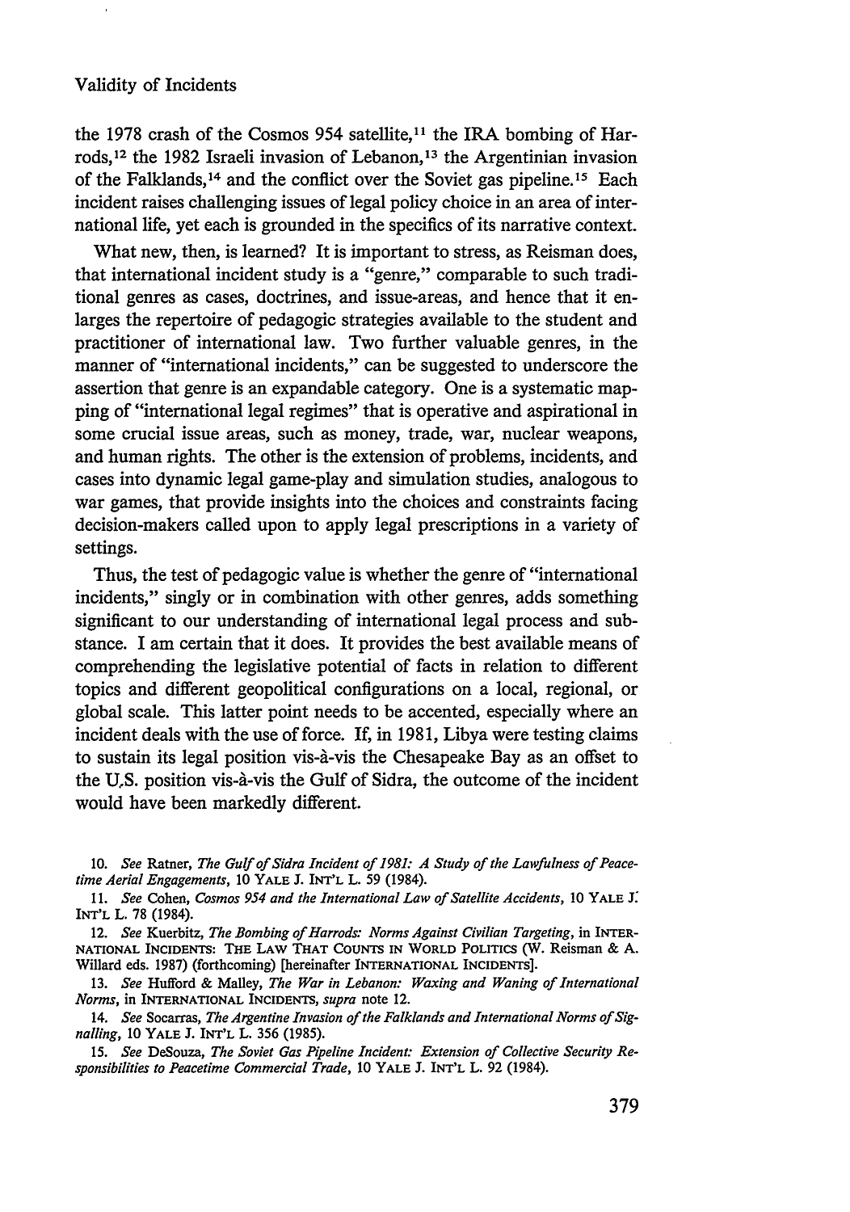the 1978 crash of the Cosmos 954 satellite,[11] the IRA bombing of Harrods,[12] the 1982 Israeli invasion of Lebanon,[13] the Argentinian invasion of the Falklands,[14] and the conflict over the Soviet gas pipeline.[15] Each incident raises challenging issues of legal policy choice in an area of international life, yet each is grounded in the specifics of its narrative context.

What new, then, is learned? It is important to stress, as Reisman does, that international incident study is a "genre," comparable to such traditional genres as cases, doctrines, and issue-areas, and hence that it enlarges the repertoire of pedagogic strategies available to the student and practitioner of international law. Two further valuable genres, in the manner of "international incidents," can be suggested to underscore the assertion that genre is an expandable category. One is a systematic mapping of "international legal regimes" that is operative and aspirational in some crucial issue areas, such as money, trade, war, nuclear weapons, and human rights. The other is the extension of problems, incidents, and cases into dynamic legal game-play and simulation studies, analogous to war games, that provide insights into the choices and constraints facing decision-makers called upon to apply legal prescriptions in a variety of settings.

Thus, the test of pedagogic value is whether the genre of "international incidents," singly or in combination with other genres, adds something significant to our understanding of international legal process and substance. I am certain that it does. It provides the best available means of comprehending the legislative potential of facts in relation to different topics and different geopolitical configurations on a local, regional, or global scale. This latter point needs to be accented, especially where an incident deals with the use of force. If, in 1981, Libya were testing claims to sustain its legal position vis-à-vis the Chesapeake Bay as an offset to the U.S. position vis-à-vis the Gulf of Sidra, the outcome of the incident would have been markedly different.

10. *See* Ratner, *The Gulf of Sidra Incident of 1981: A Study of the Lawfulness of Peacetime Aerial Engagements*, 10 YALE J. INT'L L. 59 (1984).

11. *See* Cohen, *Cosmos 954 and the International Law of Satellite Accidents*, 10 YALE J. INT'L L. 78 (1984).

12. *See* Kuerbitz, *The Bombing of Harrods: Norms Against Civilian Targeting*, in INTERNATIONAL INCIDENTS: THE LAW THAT COUNTS IN WORLD POLITICS (W. Reisman & A. Willard eds. 1987) (forthcoming) [hereinafter INTERNATIONAL INCIDENTS].

13. *See* Hufford & Malley, *The War in Lebanon: Waxing and Waning of International Norms*, in INTERNATIONAL INCIDENTS, *supra* note 12.

14. *See* Socarras, *The Argentine Invasion of the Falklands and International Norms of Signalling*, 10 YALE J. INT'L L. 356 (1985).

15. *See* DeSouza, *The Soviet Gas Pipeline Incident: Extension of Collective Security Responsibilities to Peacetime Commercial Trade*, 10 YALE J. INT'L L. 92 (1984).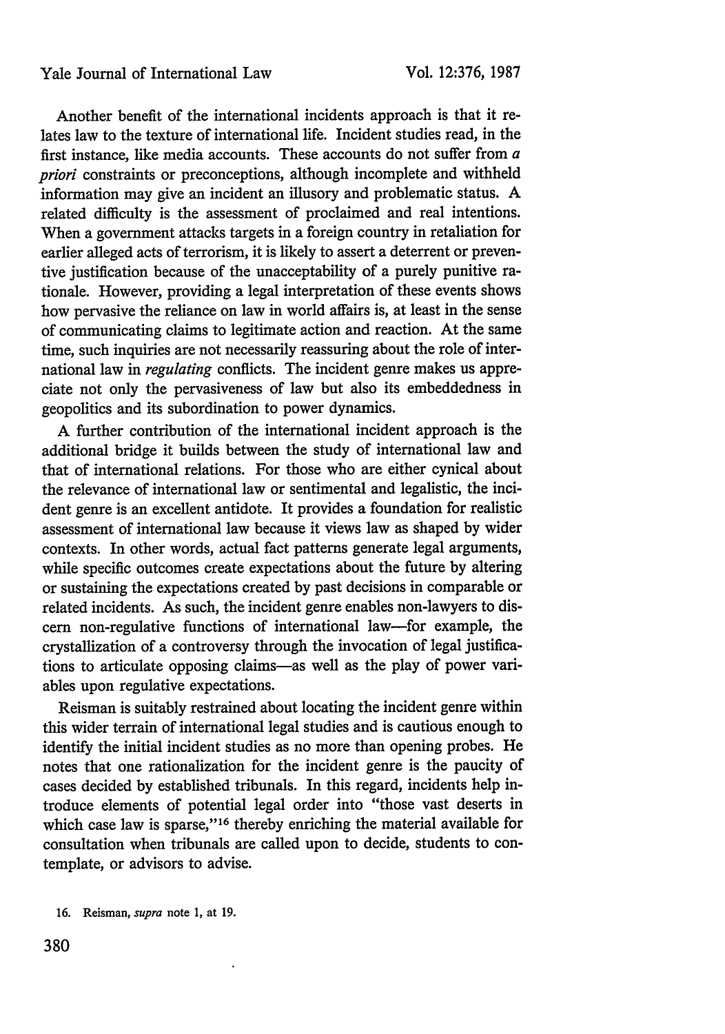Another benefit of the international incidents approach is that it relates law to the texture of international life. Incident studies read, in the first instance, like media accounts. These accounts do not suffer from *a priori* constraints or preconceptions, although incomplete and withheld information may give an incident an illusory and problematic status. A related difficulty is the assessment of proclaimed and real intentions. When a government attacks targets in a foreign country in retaliation for earlier alleged acts of terrorism, it is likely to assert a deterrent or preventive justification because of the unacceptability of a purely punitive rationale. However, providing a legal interpretation of these events shows how pervasive the reliance on law in world affairs is, at least in the sense of communicating claims to legitimate action and reaction. At the same time, such inquiries are not necessarily reassuring about the role of international law in *regulating* conflicts. The incident genre makes us appreciate not only the pervasiveness of law but also its embeddedness in geopolitics and its subordination to power dynamics.

A further contribution of the international incident approach is the additional bridge it builds between the study of international law and that of international relations. For those who are either cynical about the relevance of international law or sentimental and legalistic, the incident genre is an excellent antidote. It provides a foundation for realistic assessment of international law because it views law as shaped by wider contexts. In other words, actual fact patterns generate legal arguments, while specific outcomes create expectations about the future by altering or sustaining the expectations created by past decisions in comparable or related incidents. As such, the incident genre enables non-lawyers to discern non-regulative functions of international law—for example, the crystallization of a controversy through the invocation of legal justifications to articulate opposing claims—as well as the play of power variables upon regulative expectations.

Reisman is suitably restrained about locating the incident genre within this wider terrain of international legal studies and is cautious enough to identify the initial incident studies as no more than opening probes. He notes that one rationalization for the incident genre is the paucity of cases decided by established tribunals. In this regard, incidents help introduce elements of potential legal order into "those vast deserts in which case law is sparse,"[16] thereby enriching the material available for consultation when tribunals are called upon to decide, students to contemplate, or advisors to advise.

16. Reisman, *supra* note 1, at 19.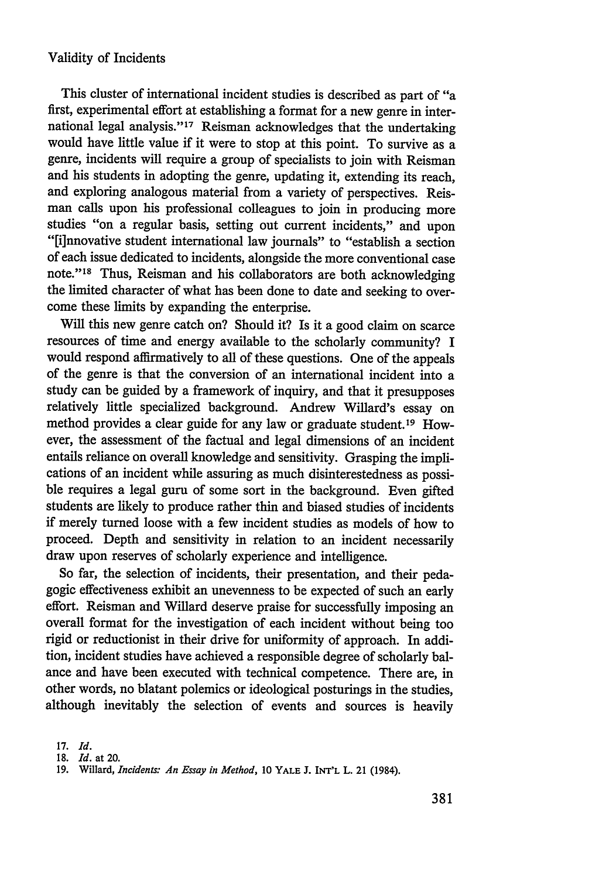This cluster of international incident studies is described as part of "a first, experimental effort at establishing a format for a new genre in international legal analysis."[17] Reisman acknowledges that the undertaking would have little value if it were to stop at this point. To survive as a genre, incidents will require a group of specialists to join with Reisman and his students in adopting the genre, updating it, extending its reach, and exploring analogous material from a variety of perspectives. Reisman calls upon his professional colleagues to join in producing more studies "on a regular basis, setting out current incidents," and upon "[i]nnovative student international law journals" to "establish a section of each issue dedicated to incidents, alongside the more conventional case note."[18] Thus, Reisman and his collaborators are both acknowledging the limited character of what has been done to date and seeking to overcome these limits by expanding the enterprise.

Will this new genre catch on? Should it? Is it a good claim on scarce resources of time and energy available to the scholarly community? I would respond affirmatively to all of these questions. One of the appeals of the genre is that the conversion of an international incident into a study can be guided by a framework of inquiry, and that it presupposes relatively little specialized background. Andrew Willard's essay on method provides a clear guide for any law or graduate student.[19] However, the assessment of the factual and legal dimensions of an incident entails reliance on overall knowledge and sensitivity. Grasping the implications of an incident while assuring as much disinterestedness as possible requires a legal guru of some sort in the background. Even gifted students are likely to produce rather thin and biased studies of incidents if merely turned loose with a few incident studies as models of how to proceed. Depth and sensitivity in relation to an incident necessarily draw upon reserves of scholarly experience and intelligence.

So far, the selection of incidents, their presentation, and their pedagogic effectiveness exhibit an unevenness to be expected of such an early effort. Reisman and Willard deserve praise for successfully imposing an overall format for the investigation of each incident without being too rigid or reductionist in their drive for uniformity of approach. In addition, incident studies have achieved a responsible degree of scholarly balance and have been executed with technical competence. There are, in other words, no blatant polemics or ideological posturings in the studies, although inevitably the selection of events and sources is heavily

17. *Id.*

18. *Id.* at 20.

19. Willard, *Incidents: An Essay in Method*, 10 YALE J. INT'L L. 21 (1984).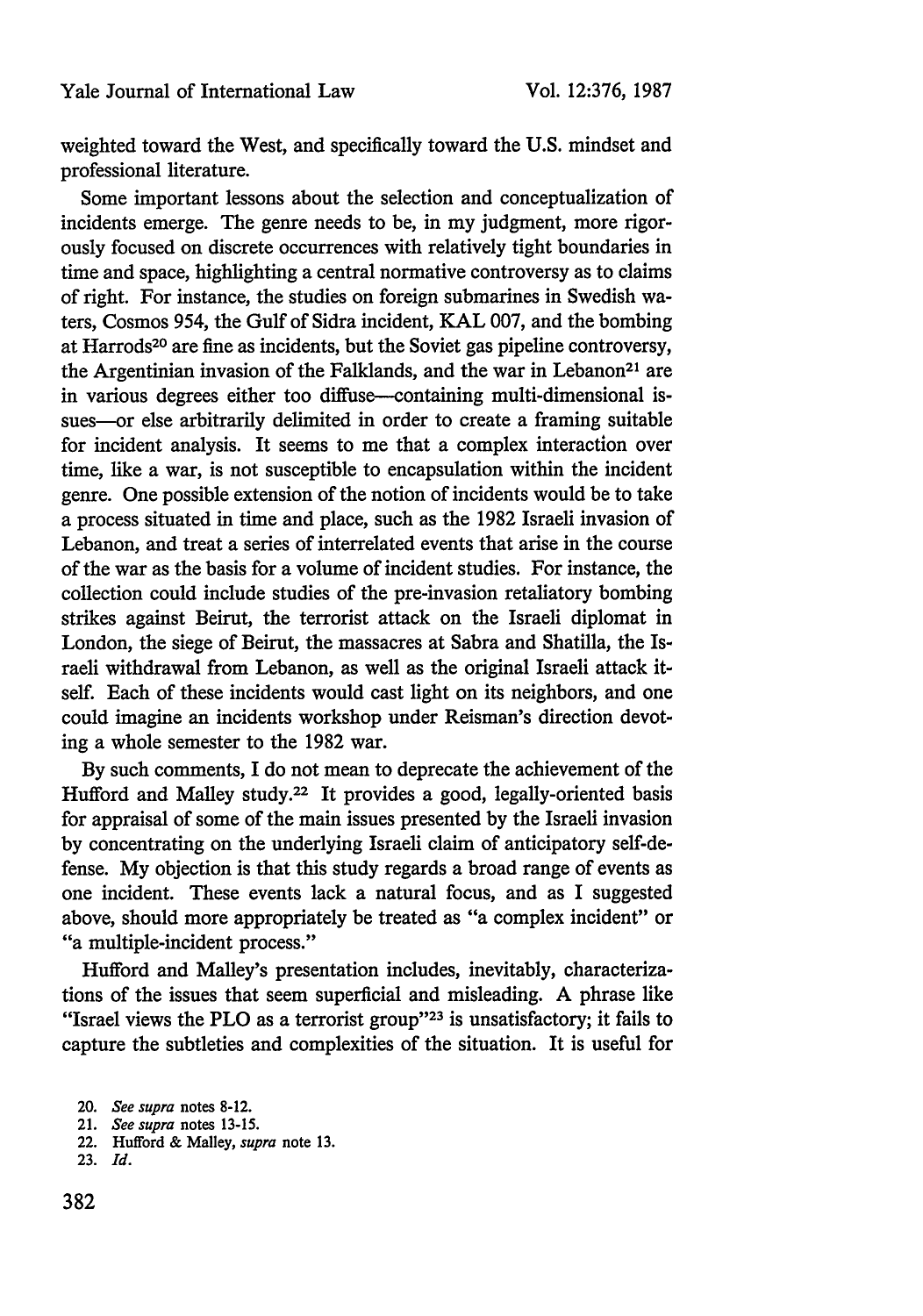weighted toward the West, and specifically toward the U.S. mindset and professional literature.

Some important lessons about the selection and conceptualization of incidents emerge. The genre needs to be, in my judgment, more rigorously focused on discrete occurrences with relatively tight boundaries in time and space, highlighting a central normative controversy as to claims of right. For instance, the studies on foreign submarines in Swedish waters, Cosmos 954, the Gulf of Sidra incident, KAL 007, and the bombing at Harrods[20] are fine as incidents, but the Soviet gas pipeline controversy, the Argentinian invasion of the Falklands, and the war in Lebanon[21] are in various degrees either too diffuse—containing multi-dimensional issues—or else arbitrarily delimited in order to create a framing suitable for incident analysis. It seems to me that a complex interaction over time, like a war, is not susceptible to encapsulation within the incident genre. One possible extension of the notion of incidents would be to take a process situated in time and place, such as the 1982 Israeli invasion of Lebanon, and treat a series of interrelated events that arise in the course of the war as the basis for a volume of incident studies. For instance, the collection could include studies of the pre-invasion retaliatory bombing strikes against Beirut, the terrorist attack on the Israeli diplomat in London, the siege of Beirut, the massacres at Sabra and Shatilla, the Israeli withdrawal from Lebanon, as well as the original Israeli attack itself. Each of these incidents would cast light on its neighbors, and one could imagine an incidents workshop under Reisman's direction devoting a whole semester to the 1982 war.

By such comments, I do not mean to deprecate the achievement of the Hufford and Malley study.[22] It provides a good, legally-oriented basis for appraisal of some of the main issues presented by the Israeli invasion by concentrating on the underlying Israeli claim of anticipatory self-defense. My objection is that this study regards a broad range of events as one incident. These events lack a natural focus, and as I suggested above, should more appropriately be treated as "a complex incident" or "a multiple-incident process."

Hufford and Malley's presentation includes, inevitably, characterizations of the issues that seem superficial and misleading. A phrase like "Israel views the PLO as a terrorist group"[23] is unsatisfactory; it fails to capture the subtleties and complexities of the situation. It is useful for

20. *See supra* notes 8-12.

21. *See supra* notes 13-15.

22. Hufford & Malley, *supra* note 13.

23. *Id.*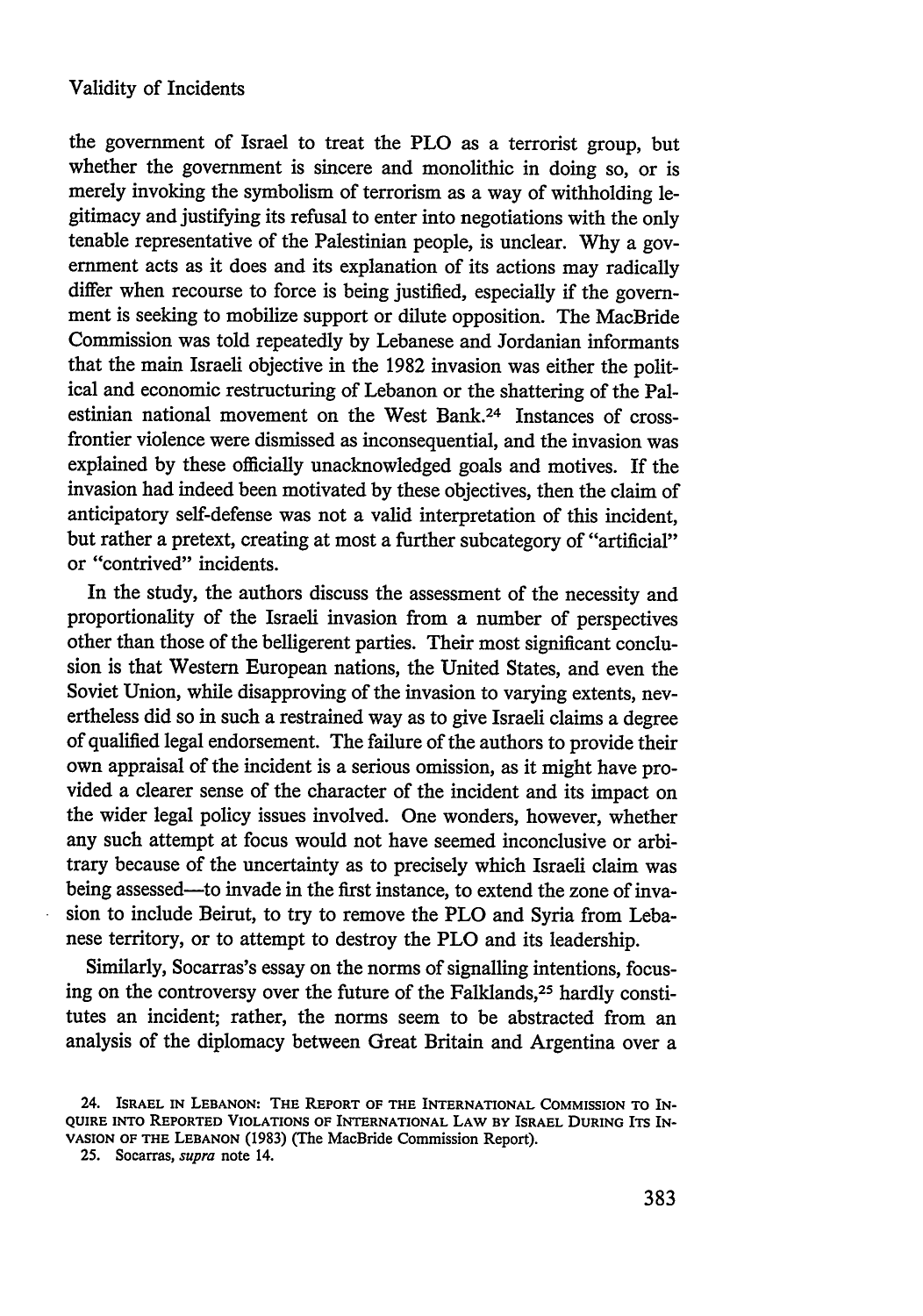the government of Israel to treat the PLO as a terrorist group, but whether the government is sincere and monolithic in doing so, or is merely invoking the symbolism of terrorism as a way of withholding legitimacy and justifying its refusal to enter into negotiations with the only tenable representative of the Palestinian people, is unclear. Why a government acts as it does and its explanation of its actions may radically differ when recourse to force is being justified, especially if the government is seeking to mobilize support or dilute opposition. The MacBride Commission was told repeatedly by Lebanese and Jordanian informants that the main Israeli objective in the 1982 invasion was either the political and economic restructuring of Lebanon or the shattering of the Palestinian national movement on the West Bank.[24] Instances of cross-frontier violence were dismissed as inconsequential, and the invasion was explained by these officially unacknowledged goals and motives. If the invasion had indeed been motivated by these objectives, then the claim of anticipatory self-defense was not a valid interpretation of this incident, but rather a pretext, creating at most a further subcategory of "artificial" or "contrived" incidents.

In the study, the authors discuss the assessment of the necessity and proportionality of the Israeli invasion from a number of perspectives other than those of the belligerent parties. Their most significant conclusion is that Western European nations, the United States, and even the Soviet Union, while disapproving of the invasion to varying extents, nevertheless did so in such a restrained way as to give Israeli claims a degree of qualified legal endorsement. The failure of the authors to provide their own appraisal of the incident is a serious omission, as it might have provided a clearer sense of the character of the incident and its impact on the wider legal policy issues involved. One wonders, however, whether any such attempt at focus would not have seemed inconclusive or arbitrary because of the uncertainty as to precisely which Israeli claim was being assessed—to invade in the first instance, to extend the zone of invasion to include Beirut, to try to remove the PLO and Syria from Lebanese territory, or to attempt to destroy the PLO and its leadership.

Similarly, Socarras's essay on the norms of signalling intentions, focusing on the controversy over the future of the Falklands,[25] hardly constitutes an incident; rather, the norms seem to be abstracted from an analysis of the diplomacy between Great Britain and Argentina over a

24. ISRAEL IN LEBANON: THE REPORT OF THE INTERNATIONAL COMMISSION TO INQUIRE INTO REPORTED VIOLATIONS OF INTERNATIONAL LAW BY ISRAEL DURING ITS INVASION OF THE LEBANON (1983) (The MacBride Commission Report).

25. Socarras, *supra* note 14.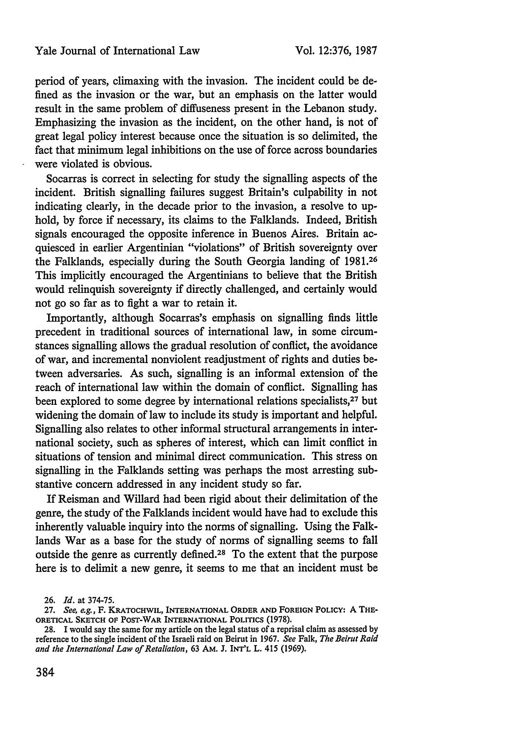period of years, climaxing with the invasion. The incident could be defined as the invasion or the war, but an emphasis on the latter would result in the same problem of diffuseness present in the Lebanon study. Emphasizing the invasion as the incident, on the other hand, is not of great legal policy interest because once the situation is so delimited, the fact that minimum legal inhibitions on the use of force across boundaries were violated is obvious.

Socarras is correct in selecting for study the signalling aspects of the incident. British signalling failures suggest Britain's culpability in not indicating clearly, in the decade prior to the invasion, a resolve to uphold, by force if necessary, its claims to the Falklands. Indeed, British signals encouraged the opposite inference in Buenos Aires. Britain acquiesced in earlier Argentinian "violations" of British sovereignty over the Falklands, especially during the South Georgia landing of 1981.[26] This implicitly encouraged the Argentinians to believe that the British would relinquish sovereignty if directly challenged, and certainly would not go so far as to fight a war to retain it.

Importantly, although Socarras's emphasis on signalling finds little precedent in traditional sources of international law, in some circumstances signalling allows the gradual resolution of conflict, the avoidance of war, and incremental nonviolent readjustment of rights and duties between adversaries. As such, signalling is an informal extension of the reach of international law within the domain of conflict. Signalling has been explored to some degree by international relations specialists,[27] but widening the domain of law to include its study is important and helpful. Signalling also relates to other informal structural arrangements in international society, such as spheres of interest, which can limit conflict in situations of tension and minimal direct communication. This stress on signalling in the Falklands setting was perhaps the most arresting substantive concern addressed in any incident study so far.

If Reisman and Willard had been rigid about their delimitation of the genre, the study of the Falklands incident would have had to exclude this inherently valuable inquiry into the norms of signalling. Using the Falklands War as a base for the study of norms of signalling seems to fall outside the genre as currently defined.[28] To the extent that the purpose here is to delimit a new genre, it seems to me that an incident must be

26. *Id.* at 374-75.

27. *See, e.g.*, F. KRATOCHWIL, INTERNATIONAL ORDER AND FOREIGN POLICY: A THEORETICAL SKETCH OF POST-WAR INTERNATIONAL POLITICS (1978).

28. I would say the same for my article on the legal status of a reprisal claim as assessed by reference to the single incident of the Israeli raid on Beirut in 1967. *See* Falk, *The Beirut Raid and the International Law of Retaliation*, 63 AM. J. INT'L L. 415 (1969).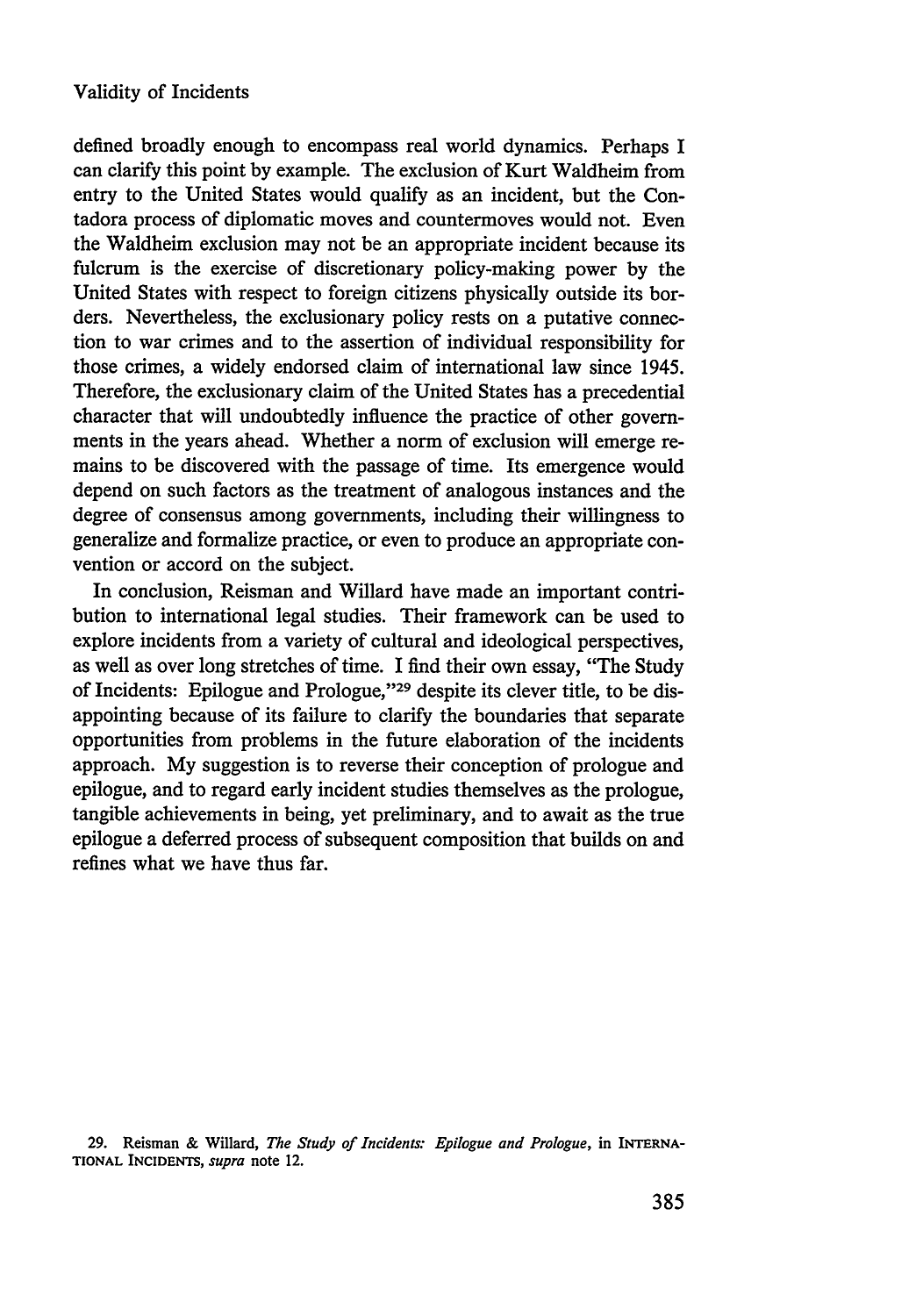defined broadly enough to encompass real world dynamics. Perhaps I can clarify this point by example. The exclusion of Kurt Waldheim from entry to the United States would qualify as an incident, but the Contadora process of diplomatic moves and countermoves would not. Even the Waldheim exclusion may not be an appropriate incident because its fulcrum is the exercise of discretionary policy-making power by the United States with respect to foreign citizens physically outside its borders. Nevertheless, the exclusionary policy rests on a putative connection to war crimes and to the assertion of individual responsibility for those crimes, a widely endorsed claim of international law since 1945. Therefore, the exclusionary claim of the United States has a precedential character that will undoubtedly influence the practice of other governments in the years ahead. Whether a norm of exclusion will emerge remains to be discovered with the passage of time. Its emergence would depend on such factors as the treatment of analogous instances and the degree of consensus among governments, including their willingness to generalize and formalize practice, or even to produce an appropriate convention or accord on the subject.

In conclusion, Reisman and Willard have made an important contribution to international legal studies. Their framework can be used to explore incidents from a variety of cultural and ideological perspectives, as well as over long stretches of time. I find their own essay, "The Study of Incidents: Epilogue and Prologue,"[29] despite its clever title, to be disappointing because of its failure to clarify the boundaries that separate opportunities from problems in the future elaboration of the incidents approach. My suggestion is to reverse their conception of prologue and epilogue, and to regard early incident studies themselves as the prologue, tangible achievements in being, yet preliminary, and to await as the true epilogue a deferred process of subsequent composition that builds on and refines what we have thus far.

29. Reisman & Willard, *The Study of Incidents: Epilogue and Prologue*, in INTERNATIONAL INCIDENTS, *supra* note 12.